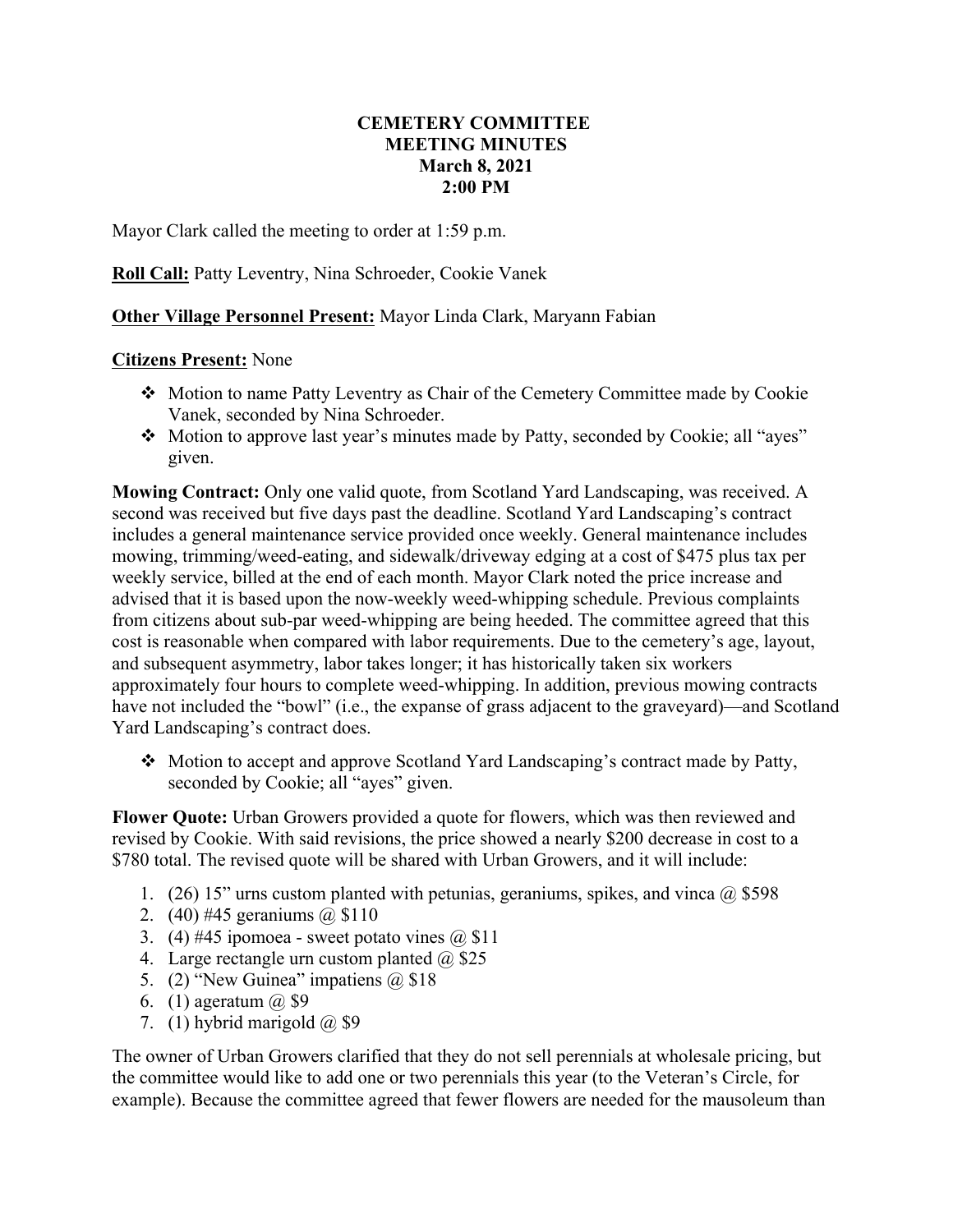# CEMETERY COMMITTEE
# MEETING MINUTES
# March 8, 2021
# 2:00 PM

Mayor Clark called the meeting to order at 1:59 p.m.

**Roll Call:** Patty Leventry, Nina Schroeder, Cookie Vanek

**Other Village Personnel Present:** Mayor Linda Clark, Maryann Fabian

**Citizens Present:** None

- Motion to name Patty Leventry as Chair of the Cemetery Committee made by Cookie Vanek, seconded by Nina Schroeder.
- Motion to approve last year's minutes made by Patty, seconded by Cookie; all "ayes" given.

**Mowing Contract:** Only one valid quote, from Scotland Yard Landscaping, was received. A second was received but five days past the deadline. Scotland Yard Landscaping's contract includes a general maintenance service provided once weekly. General maintenance includes mowing, trimming/weed-eating, and sidewalk/driveway edging at a cost of $475 plus tax per weekly service, billed at the end of each month. Mayor Clark noted the price increase and advised that it is based upon the now-weekly weed-whipping schedule. Previous complaints from citizens about sub-par weed-whipping are being heeded. The committee agreed that this cost is reasonable when compared with labor requirements. Due to the cemetery's age, layout, and subsequent asymmetry, labor takes longer; it has historically taken six workers approximately four hours to complete weed-whipping. In addition, previous mowing contracts have not included the "bowl" (i.e., the expanse of grass adjacent to the graveyard)—and Scotland Yard Landscaping's contract does.

- Motion to accept and approve Scotland Yard Landscaping's contract made by Patty, seconded by Cookie; all "ayes" given.

**Flower Quote:** Urban Growers provided a quote for flowers, which was then reviewed and revised by Cookie. With said revisions, the price showed a nearly $200 decrease in cost to a $780 total. The revised quote will be shared with Urban Growers, and it will include:

1. (26) 15" urns custom planted with petunias, geraniums, spikes, and vinca @ $598
2. (40) #45 geraniums @ $110
3. (4) #45 ipomoea - sweet potato vines @ $11
4. Large rectangle urn custom planted @ $25
5. (2) "New Guinea" impatiens @ $18
6. (1) ageratum @ $9
7. (1) hybrid marigold @ $9

The owner of Urban Growers clarified that they do not sell perennials at wholesale pricing, but the committee would like to add one or two perennials this year (to the Veteran's Circle, for example). Because the committee agreed that fewer flowers are needed for the mausoleum than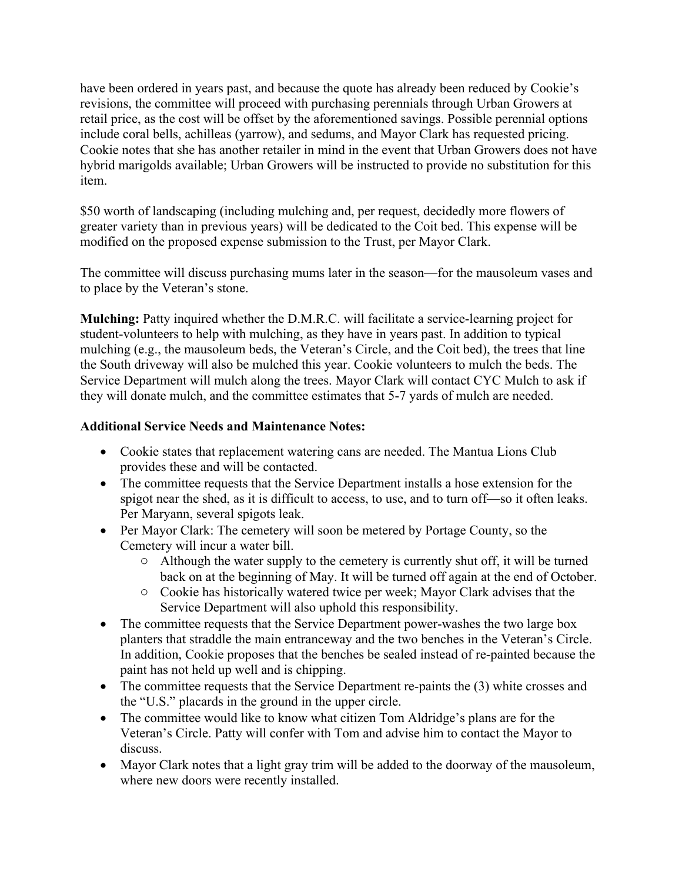have been ordered in years past, and because the quote has already been reduced by Cookie's revisions, the committee will proceed with purchasing perennials through Urban Growers at retail price, as the cost will be offset by the aforementioned savings. Possible perennial options include coral bells, achilleas (yarrow), and sedums, and Mayor Clark has requested pricing. Cookie notes that she has another retailer in mind in the event that Urban Growers does not have hybrid marigolds available; Urban Growers will be instructed to provide no substitution for this item.

$50 worth of landscaping (including mulching and, per request, decidedly more flowers of greater variety than in previous years) will be dedicated to the Coit bed. This expense will be modified on the proposed expense submission to the Trust, per Mayor Clark.

The committee will discuss purchasing mums later in the season—for the mausoleum vases and to place by the Veteran's stone.

**Mulching:** Patty inquired whether the D.M.R.C. will facilitate a service-learning project for student-volunteers to help with mulching, as they have in years past. In addition to typical mulching (e.g., the mausoleum beds, the Veteran's Circle, and the Coit bed), the trees that line the South driveway will also be mulched this year. Cookie volunteers to mulch the beds. The Service Department will mulch along the trees. Mayor Clark will contact CYC Mulch to ask if they will donate mulch, and the committee estimates that 5-7 yards of mulch are needed.

**Additional Service Needs and Maintenance Notes:**

- Cookie states that replacement watering cans are needed. The Mantua Lions Club provides these and will be contacted.
- The committee requests that the Service Department installs a hose extension for the spigot near the shed, as it is difficult to access, to use, and to turn off—so it often leaks. Per Maryann, several spigots leak.
- Per Mayor Clark: The cemetery will soon be metered by Portage County, so the Cemetery will incur a water bill.
  - Although the water supply to the cemetery is currently shut off, it will be turned back on at the beginning of May. It will be turned off again at the end of October.
  - Cookie has historically watered twice per week; Mayor Clark advises that the Service Department will also uphold this responsibility.
- The committee requests that the Service Department power-washes the two large box planters that straddle the main entranceway and the two benches in the Veteran's Circle. In addition, Cookie proposes that the benches be sealed instead of re-painted because the paint has not held up well and is chipping.
- The committee requests that the Service Department re-paints the (3) white crosses and the "U.S." placards in the ground in the upper circle.
- The committee would like to know what citizen Tom Aldridge's plans are for the Veteran's Circle. Patty will confer with Tom and advise him to contact the Mayor to discuss.
- Mayor Clark notes that a light gray trim will be added to the doorway of the mausoleum, where new doors were recently installed.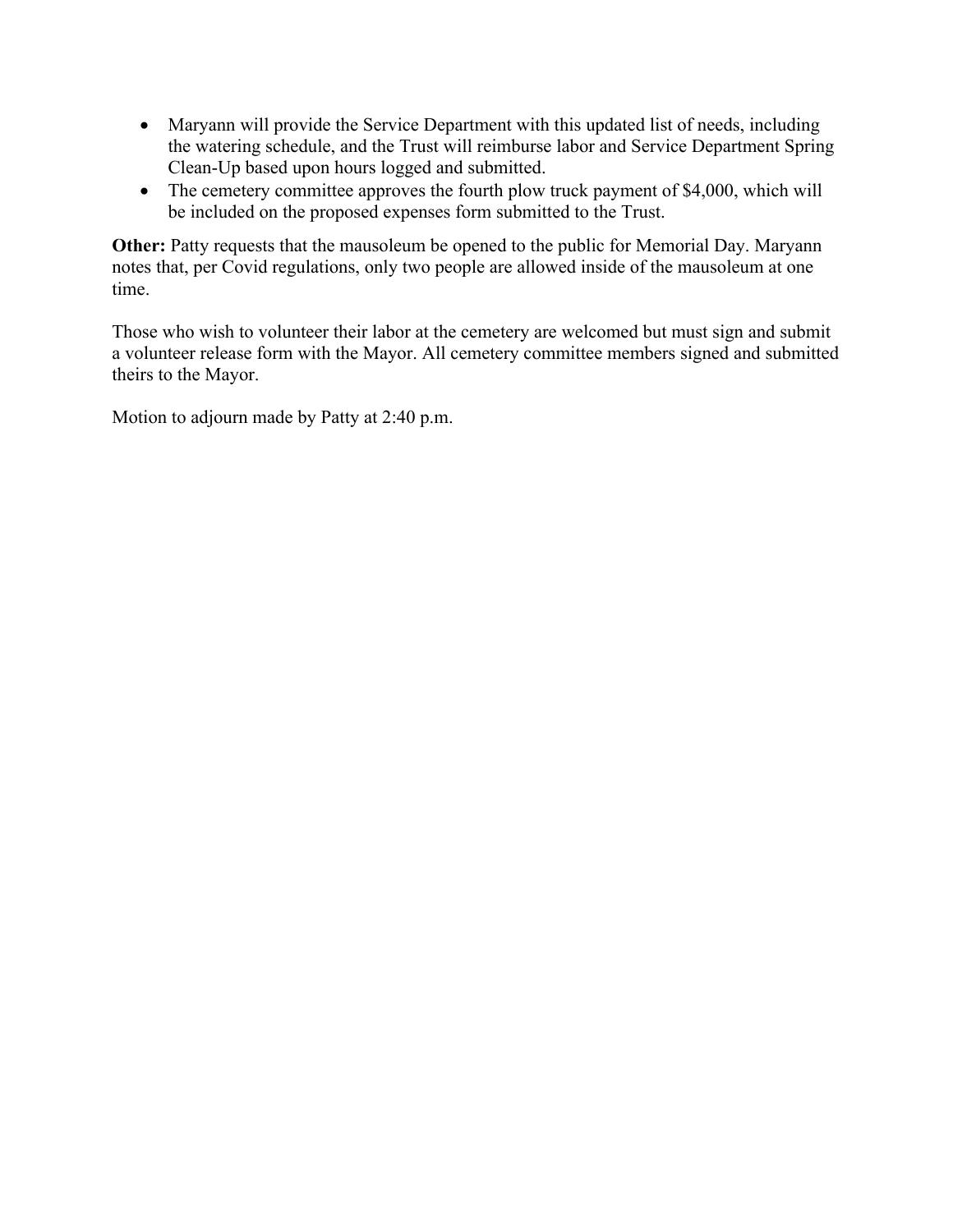- Maryann will provide the Service Department with this updated list of needs, including the watering schedule, and the Trust will reimburse labor and Service Department Spring Clean-Up based upon hours logged and submitted.
- The cemetery committee approves the fourth plow truck payment of $4,000, which will be included on the proposed expenses form submitted to the Trust.

**Other:** Patty requests that the mausoleum be opened to the public for Memorial Day. Maryann notes that, per Covid regulations, only two people are allowed inside of the mausoleum at one time.

Those who wish to volunteer their labor at the cemetery are welcomed but must sign and submit a volunteer release form with the Mayor. All cemetery committee members signed and submitted theirs to the Mayor.

Motion to adjourn made by Patty at 2:40 p.m.